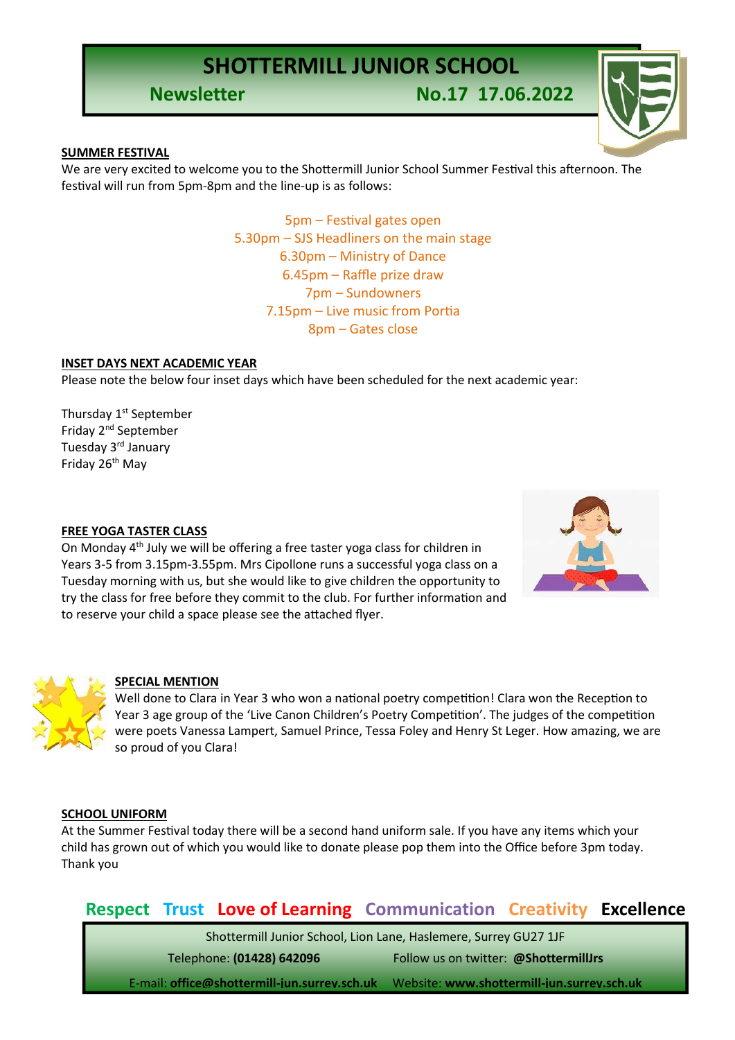# SHOTTERMILL JUNIOR SCHOOL

## Newsletter No.17 17.06.2022

### SUMMER FESTIVAL

We are very excited to welcome you to the Shottermill Junior School Summer Festival this afternoon. The festival will run from 5pm-8pm and the line-up is as follows:

5pm – Festival gates open
5.30pm – SJS Headliners on the main stage
6.30pm – Ministry of Dance
6.45pm – Raffle prize draw
7pm – Sundowners
7.15pm – Live music from Portia
8pm – Gates close

### INSET DAYS NEXT ACADEMIC YEAR

Please note the below four inset days which have been scheduled for the next academic year:

Thursday 1st September
Friday 2nd September
Tuesday 3rd January
Friday 26th May

### FREE YOGA TASTER CLASS

On Monday 4th July we will be offering a free taster yoga class for children in Years 3-5 from 3.15pm-3.55pm. Mrs Cipollone runs a successful yoga class on a Tuesday morning with us, but she would like to give children the opportunity to try the class for free before they commit to the club. For further information and to reserve your child a space please see the attached flyer.

### SPECIAL MENTION

Well done to Clara in Year 3 who won a national poetry competition! Clara won the Reception to Year 3 age group of the 'Live Canon Children's Poetry Competition'. The judges of the competition were poets Vanessa Lampert, Samuel Prince, Tessa Foley and Henry St Leger. How amazing, we are so proud of you Clara!

### SCHOOL UNIFORM

At the Summer Festival today there will be a second hand uniform sale. If you have any items which your child has grown out of which you would like to donate please pop them into the Office before 3pm today. Thank you

**Respect Trust Love of Learning Communication Creativity Excellence**

Shottermill Junior School, Lion Lane, Haslemere, Surrey GU27 1JF
Telephone: **(01428) 642096** Follow us on twitter: **@ShottermillJrs**
E-mail: **office@shottermill-jun.surrey.sch.uk** Website: **www.shottermill-jun.surrey.sch.uk**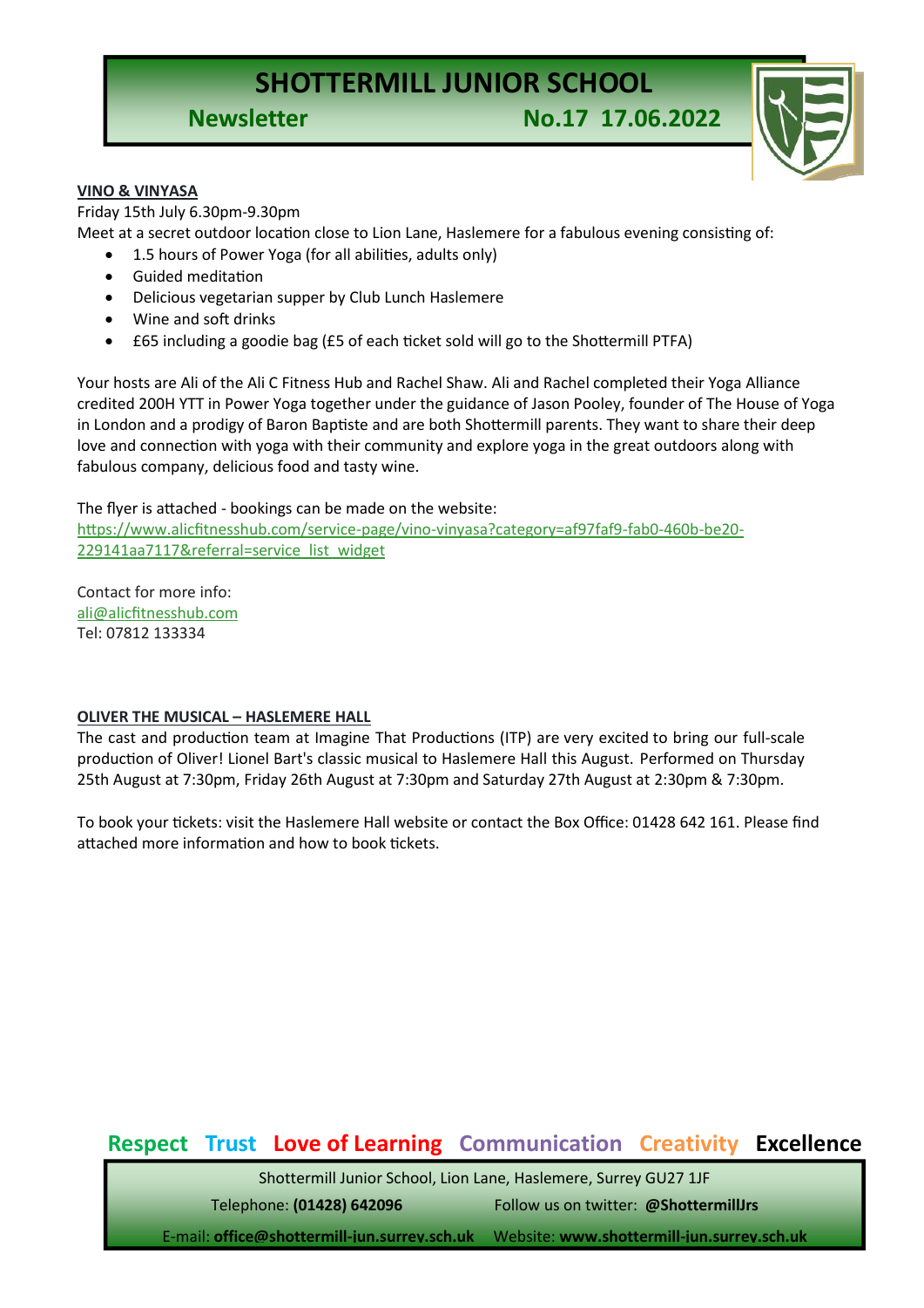# SHOTTERMILL JUNIOR SCHOOL

## Newsletter No.17 17.06.2022

**VINO & VINYASA**

Friday 15th July 6.30pm-9.30pm

Meet at a secret outdoor location close to Lion Lane, Haslemere for a fabulous evening consisting of:

- 1.5 hours of Power Yoga (for all abilities, adults only)
- Guided meditation
- Delicious vegetarian supper by Club Lunch Haslemere
- Wine and soft drinks
- £65 including a goodie bag (£5 of each ticket sold will go to the Shottermill PTFA)

Your hosts are Ali of the Ali C Fitness Hub and Rachel Shaw. Ali and Rachel completed their Yoga Alliance credited 200H YTT in Power Yoga together under the guidance of Jason Pooley, founder of The House of Yoga in London and a prodigy of Baron Baptiste and are both Shottermill parents. They want to share their deep love and connection with yoga with their community and explore yoga in the great outdoors along with fabulous company, delicious food and tasty wine.

The flyer is attached - bookings can be made on the website:
https://www.alicfitnesshub.com/service-page/vino-vinyasa?category=af97faf9-fab0-460b-be20-229141aa7117&referral=service_list_widget

Contact for more info:
ali@alicfitnesshub.com
Tel: 07812 133334

**OLIVER THE MUSICAL – HASLEMERE HALL**

The cast and production team at Imagine That Productions (ITP) are very excited to bring our full-scale production of Oliver! Lionel Bart's classic musical to Haslemere Hall this August. Performed on Thursday 25th August at 7:30pm, Friday 26th August at 7:30pm and Saturday 27th August at 2:30pm & 7:30pm.

To book your tickets: visit the Haslemere Hall website or contact the Box Office: 01428 642 161. Please find attached more information and how to book tickets.

Respect Trust Love of Learning Communication Creativity Excellence

Shottermill Junior School, Lion Lane, Haslemere, Surrey GU27 1JF

Telephone: **(01428) 642096** Follow us on twitter: **@ShottermillJrs**

E-mail: **office@shottermill-jun.surrey.sch.uk** Website: **www.shottermill-jun.surrey.sch.uk**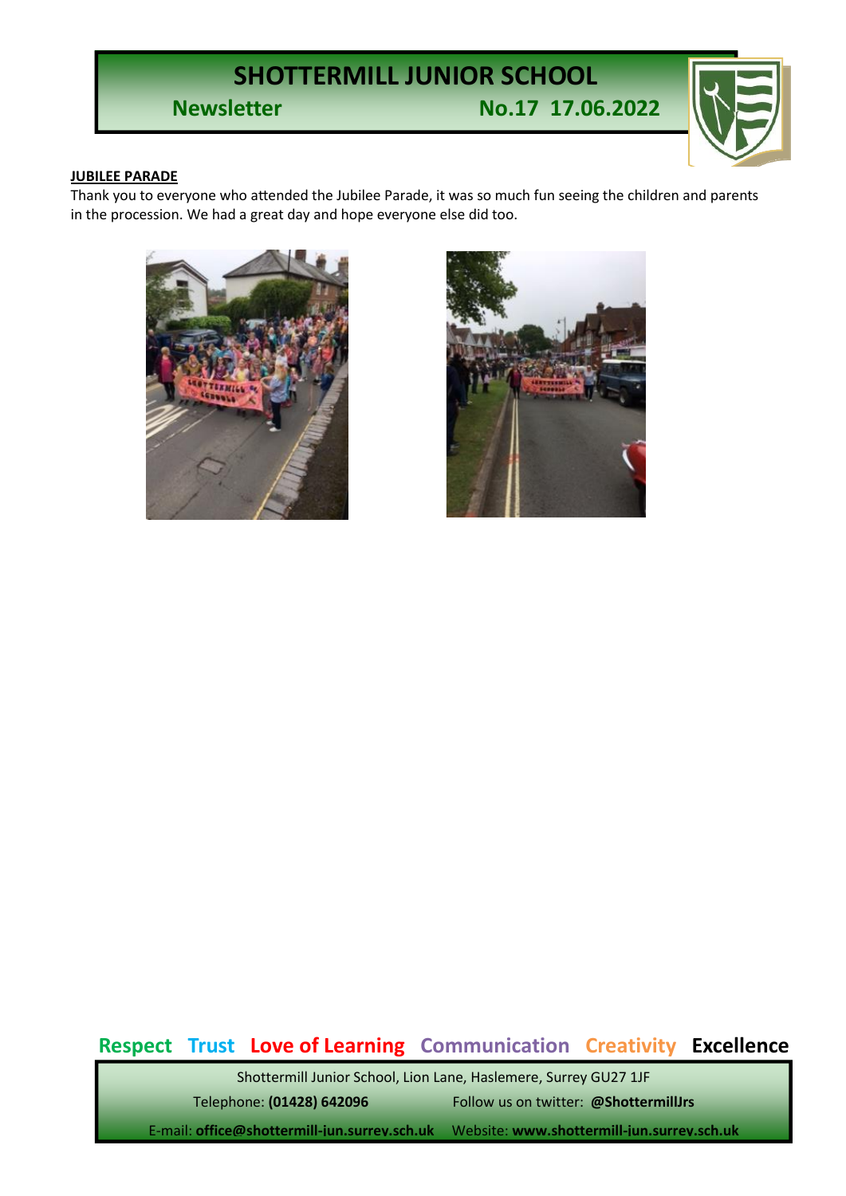# SHOTTERMILL JUNIOR SCHOOL

**Newsletter** **No.17 17.06.2022**

**JUBILEE PARADE**

Thank you to everyone who attended the Jubilee Parade, it was so much fun seeing the children and parents in the procession. We had a great day and hope everyone else did too.

**Respect Trust Love of Learning Communication Creativity Excellence**

Shottermill Junior School, Lion Lane, Haslemere, Surrey GU27 1JF

Telephone: **(01428) 642096** Follow us on twitter: **@ShottermillJrs**

E-mail: **office@shottermill-jun.surrey.sch.uk** Website: **www.shottermill-jun.surrey.sch.uk**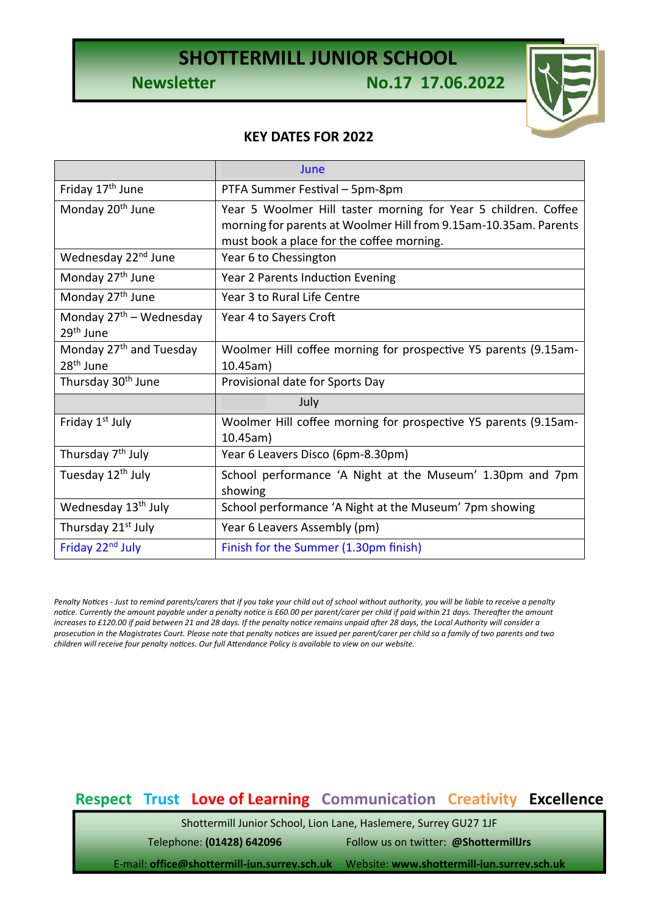# SHOTTERMILL JUNIOR SCHOOL

**Newsletter** **No.17 17.06.2022**

## KEY DATES FOR 2022

| | June |
|---|---|
| Friday 17th June | PTFA Summer Festival – 5pm-8pm |
| Monday 20th June | Year 5 Woolmer Hill taster morning for Year 5 children. Coffee morning for parents at Woolmer Hill from 9.15am-10.35am. Parents must book a place for the coffee morning. |
| Wednesday 22nd June | Year 6 to Chessington |
| Monday 27th June | Year 2 Parents Induction Evening |
| Monday 27th June | Year 3 to Rural Life Centre |
| Monday 27th – Wednesday 29th June | Year 4 to Sayers Croft |
| Monday 27th and Tuesday 28th June | Woolmer Hill coffee morning for prospective Y5 parents (9.15am-10.45am) |
| Thursday 30th June | Provisional date for Sports Day |
| | July |
| Friday 1st July | Woolmer Hill coffee morning for prospective Y5 parents (9.15am-10.45am) |
| Thursday 7th July | Year 6 Leavers Disco (6pm-8.30pm) |
| Tuesday 12th July | School performance 'A Night at the Museum' 1.30pm and 7pm showing |
| Wednesday 13th July | School performance 'A Night at the Museum' 7pm showing |
| Thursday 21st July | Year 6 Leavers Assembly (pm) |
| Friday 22nd July | Finish for the Summer (1.30pm finish) |

*Penalty Notices - Just to remind parents/carers that if you take your child out of school without authority, you will be liable to receive a penalty notice. Currently the amount payable under a penalty notice is £60.00 per parent/carer per child if paid within 21 days. Thereafter the amount increases to £120.00 if paid between 21 and 28 days. If the penalty notice remains unpaid after 28 days, the Local Authority will consider a prosecution in the Magistrates Court. Please note that penalty notices are issued per parent/carer per child so a family of two parents and two children will receive four penalty notices. Our full Attendance Policy is available to view on our website.*

**Respect Trust Love of Learning Communication Creativity Excellence**

Shottermill Junior School, Lion Lane, Haslemere, Surrey GU27 1JF

Telephone: **(01428) 642096** Follow us on twitter: **@ShottermillJrs**

E-mail: **office@shottermill-jun.surrey.sch.uk** Website: **www.shottermill-jun.surrey.sch.uk**